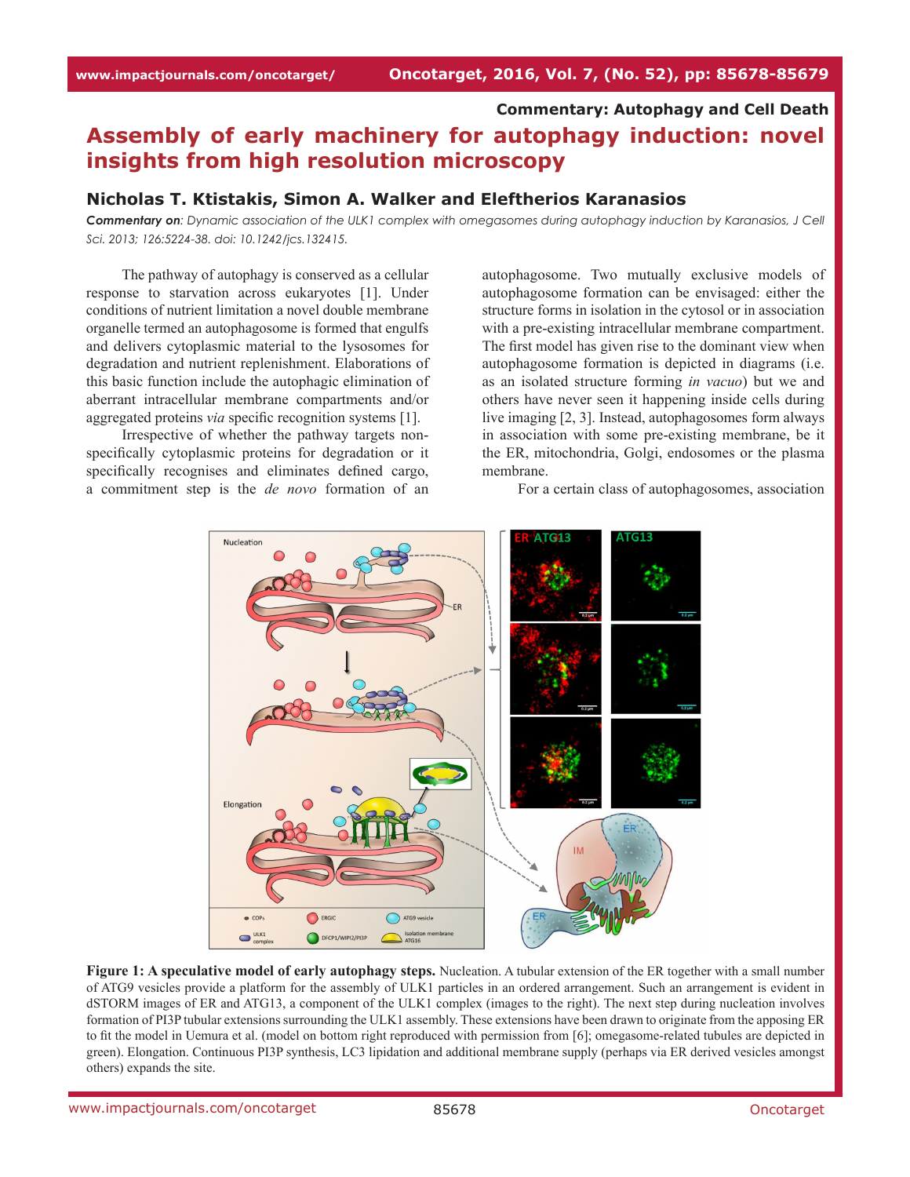Commentary: Autophagy and Cell Death

# Assembly of early machinery for autophagy induction: novel insights from high resolution microscopy

## Nicholas T. Ktistakis, Simon A. Walker and Eleftherios Karanasios

***Commentary on**: Dynamic association of the ULK1 complex with omegasomes during autophagy induction by Karanasios, J Cell Sci. 2013; 126:5224-38. doi: 10.1242/jcs.132415.*

The pathway of autophagy is conserved as a cellular response to starvation across eukaryotes [1]. Under conditions of nutrient limitation a novel double membrane organelle termed an autophagosome is formed that engulfs and delivers cytoplasmic material to the lysosomes for degradation and nutrient replenishment. Elaborations of this basic function include the autophagic elimination of aberrant intracellular membrane compartments and/or aggregated proteins *via* specific recognition systems [1].

Irrespective of whether the pathway targets non-specifically cytoplasmic proteins for degradation or it specifically recognises and eliminates defined cargo, a commitment step is the *de novo* formation of an autophagosome. Two mutually exclusive models of autophagosome formation can be envisaged: either the structure forms in isolation in the cytosol or in association with a pre-existing intracellular membrane compartment. The first model has given rise to the dominant view when autophagosome formation is depicted in diagrams (i.e. as an isolated structure forming *in vacuo*) but we and others have never seen it happening inside cells during live imaging [2, 3]. Instead, autophagosomes form always in association with some pre-existing membrane, be it the ER, mitochondria, Golgi, endosomes or the plasma membrane.

For a certain class of autophagosomes, association

**Figure 1: A speculative model of early autophagy steps.** Nucleation. A tubular extension of the ER together with a small number of ATG9 vesicles provide a platform for the assembly of ULK1 particles in an ordered arrangement. Such an arrangement is evident in dSTORM images of ER and ATG13, a component of the ULK1 complex (images to the right). The next step during nucleation involves formation of PI3P tubular extensions surrounding the ULK1 assembly. These extensions have been drawn to originate from the apposing ER to fit the model in Uemura et al. (model on bottom right reproduced with permission from [6]; omegasome-related tubules are depicted in green). Elongation. Continuous PI3P synthesis, LC3 lipidation and additional membrane supply (perhaps via ER derived vesicles amongst others) expands the site.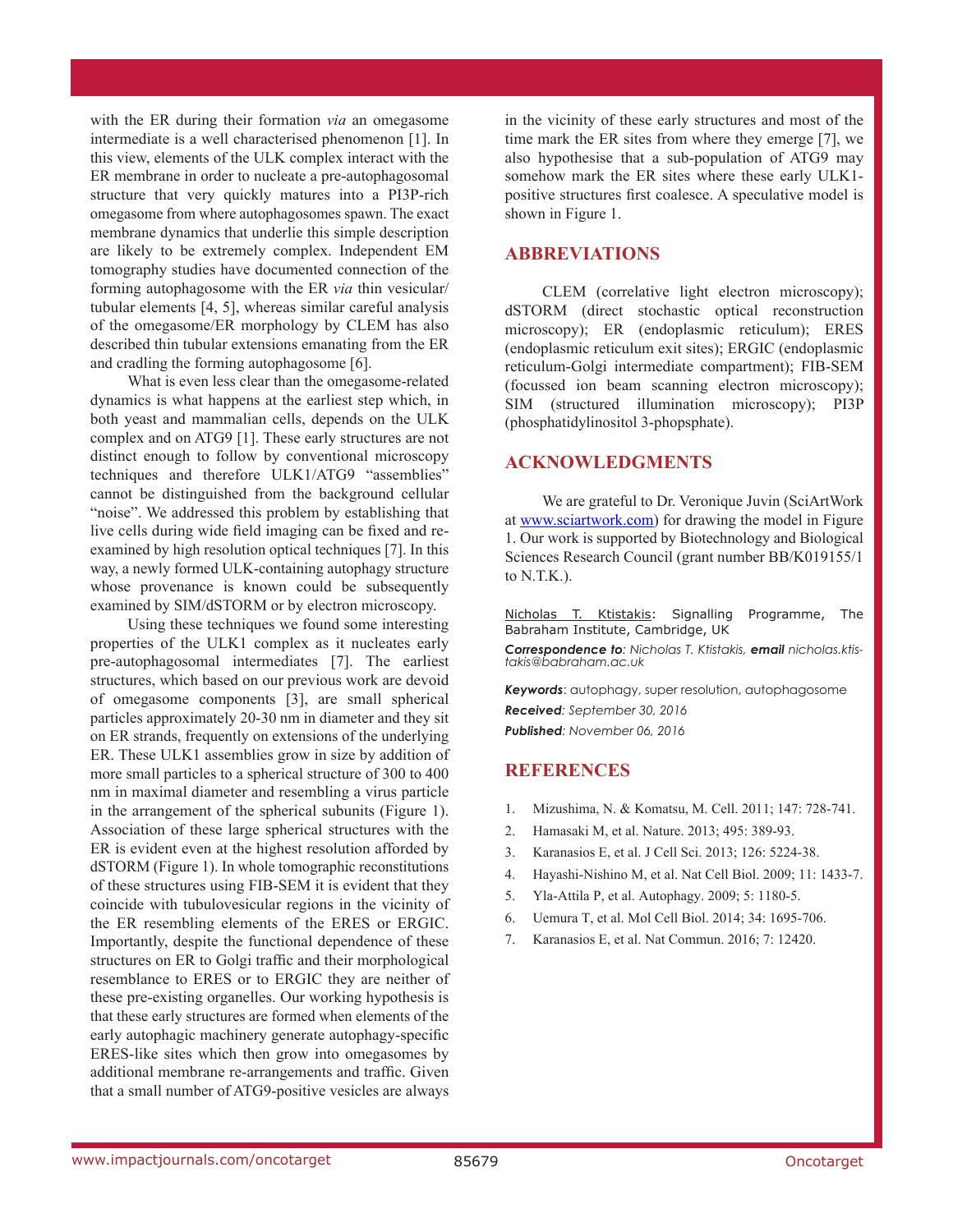with the ER during their formation *via* an omegasome intermediate is a well characterised phenomenon [1]. In this view, elements of the ULK complex interact with the ER membrane in order to nucleate a pre-autophagosomal structure that very quickly matures into a PI3P-rich omegasome from where autophagosomes spawn. The exact membrane dynamics that underlie this simple description are likely to be extremely complex. Independent EM tomography studies have documented connection of the forming autophagosome with the ER *via* thin vesicular/tubular elements [4, 5], whereas similar careful analysis of the omegasome/ER morphology by CLEM has also described thin tubular extensions emanating from the ER and cradling the forming autophagosome [6].

What is even less clear than the omegasome-related dynamics is what happens at the earliest step which, in both yeast and mammalian cells, depends on the ULK complex and on ATG9 [1]. These early structures are not distinct enough to follow by conventional microscopy techniques and therefore ULK1/ATG9 "assemblies" cannot be distinguished from the background cellular "noise". We addressed this problem by establishing that live cells during wide field imaging can be fixed and re-examined by high resolution optical techniques [7]. In this way, a newly formed ULK-containing autophagy structure whose provenance is known could be subsequently examined by SIM/dSTORM or by electron microscopy.

Using these techniques we found some interesting properties of the ULK1 complex as it nucleates early pre-autophagosomal intermediates [7]. The earliest structures, which based on our previous work are devoid of omegasome components [3], are small spherical particles approximately 20-30 nm in diameter and they sit on ER strands, frequently on extensions of the underlying ER. These ULK1 assemblies grow in size by addition of more small particles to a spherical structure of 300 to 400 nm in maximal diameter and resembling a virus particle in the arrangement of the spherical subunits (Figure 1). Association of these large spherical structures with the ER is evident even at the highest resolution afforded by dSTORM (Figure 1). In whole tomographic reconstitutions of these structures using FIB-SEM it is evident that they coincide with tubulovesicular regions in the vicinity of the ER resembling elements of the ERES or ERGIC. Importantly, despite the functional dependence of these structures on ER to Golgi traffic and their morphological resemblance to ERES or to ERGIC they are neither of these pre-existing organelles. Our working hypothesis is that these early structures are formed when elements of the early autophagic machinery generate autophagy-specific ERES-like sites which then grow into omegasomes by additional membrane re-arrangements and traffic. Given that a small number of ATG9-positive vesicles are always in the vicinity of these early structures and most of the time mark the ER sites from where they emerge [7], we also hypothesise that a sub-population of ATG9 may somehow mark the ER sites where these early ULK1-positive structures first coalesce. A speculative model is shown in Figure 1.

## ABBREVIATIONS

CLEM (correlative light electron microscopy); dSTORM (direct stochastic optical reconstruction microscopy); ER (endoplasmic reticulum); ERES (endoplasmic reticulum exit sites); ERGIC (endoplasmic reticulum-Golgi intermediate compartment); FIB-SEM (focussed ion beam scanning electron microscopy); SIM (structured illumination microscopy); PI3P (phosphatidylinositol 3-phopsphate).

## ACKNOWLEDGMENTS

We are grateful to Dr. Veronique Juvin (SciArtWork at www.sciartwork.com) for drawing the model in Figure 1. Our work is supported by Biotechnology and Biological Sciences Research Council (grant number BB/K019155/1 to N.T.K.).

Nicholas T. Ktistakis: Signalling Programme, The Babraham Institute, Cambridge, UK

***Correspondence to**: Nicholas T. Ktistakis,* ***email*** *nicholas.ktistakis@babraham.ac.uk*

***Keywords***: autophagy, super resolution, autophagosome

***Received**: September 30, 2016*

***Published**: November 06, 2016*

## REFERENCES

1. Mizushima, N. & Komatsu, M. Cell. 2011; 147: 728-741.
2. Hamasaki M, et al. Nature. 2013; 495: 389-93.
3. Karanasios E, et al. J Cell Sci. 2013; 126: 5224-38.
4. Hayashi-Nishino M, et al. Nat Cell Biol. 2009; 11: 1433-7.
5. Yla-Attila P, et al. Autophagy. 2009; 5: 1180-5.
6. Uemura T, et al. Mol Cell Biol. 2014; 34: 1695-706.
7. Karanasios E, et al. Nat Commun. 2016; 7: 12420.